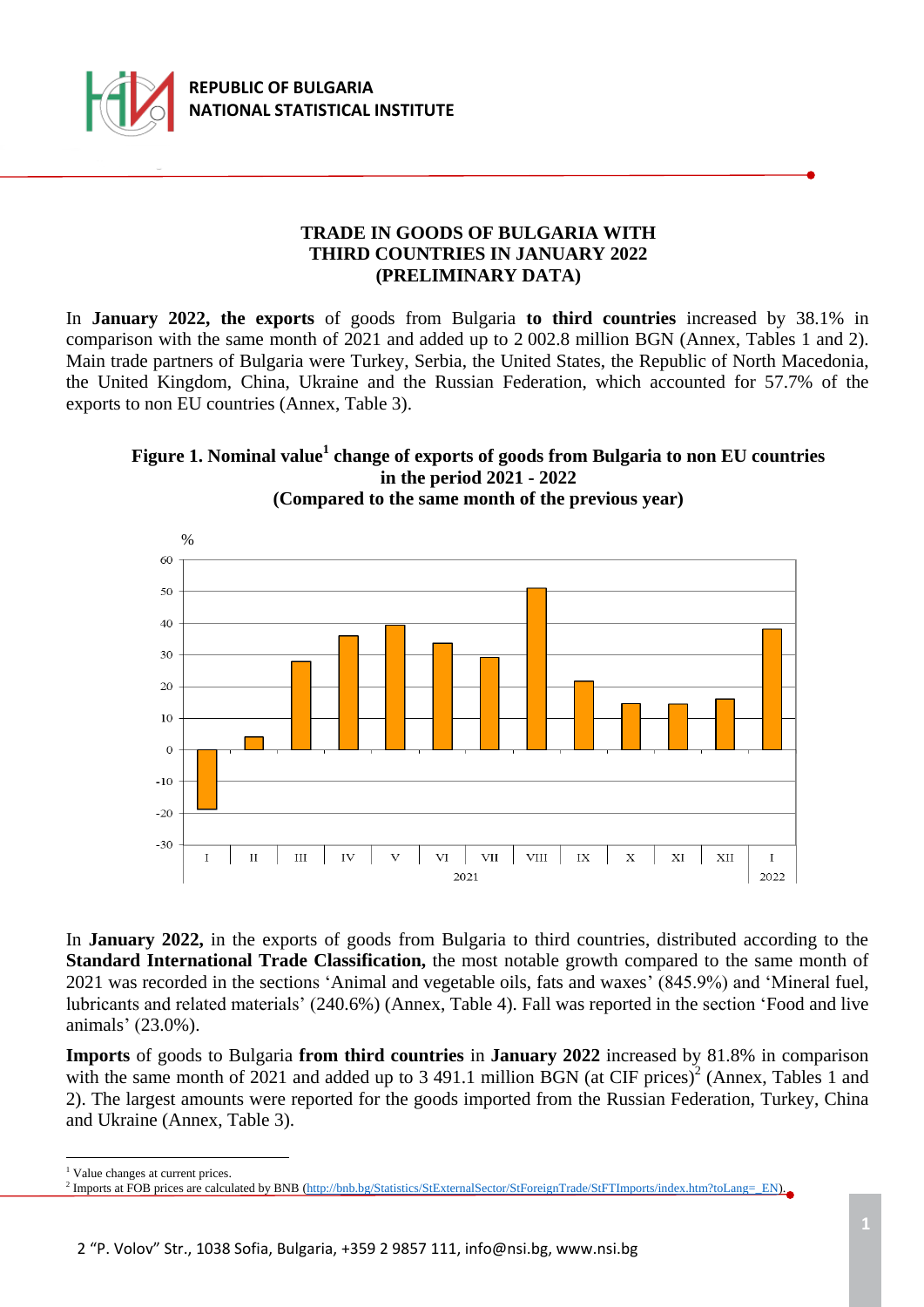# TRADE IN GOODS OF BULGARIA WITH THIRD COUNTRIES IN JANUARY 2022 (PRELIMINARY DATA)

In **January 2022, the exports** of goods from Bulgaria **to third countries** increased by 38.1% in comparison with the same month of 2021 and added up to 2 002.8 million BGN (Annex, Tables 1 and 2). Main trade partners of Bulgaria were Turkey, Serbia, the United States, the Republic of North Macedonia, the United Kingdom, China, Ukraine and the Russian Federation, which accounted for 57.7% of the exports to non EU countries (Annex, Table 3).

**Figure 1. Nominal value[1] change of exports of goods from Bulgaria to non EU countries in the period 2021 - 2022 (Compared to the same month of the previous year)**

In **January 2022,** in the exports of goods from Bulgaria to third countries, distributed according to the **Standard International Trade Classification,** the most notable growth compared to the same month of 2021 was recorded in the sections 'Animal and vegetable oils, fats and waxes' (845.9%) and 'Mineral fuel, lubricants and related materials' (240.6%) (Annex, Table 4). Fall was reported in the section 'Food and live animals' (23.0%).

**Imports** of goods to Bulgaria **from third countries** in **January 2022** increased by 81.8% in comparison with the same month of 2021 and added up to 3 491.1 million BGN (at CIF prices)[2] (Annex, Tables 1 and 2). The largest amounts were reported for the goods imported from the Russian Federation, Turkey, China and Ukraine (Annex, Table 3).

---

[1] Value changes at current prices.

[2] Imports at FOB prices are calculated by BNB (http://bnb.bg/Statistics/StExternalSector/StForeignTrade/StFTImports/index.htm?toLang=_EN).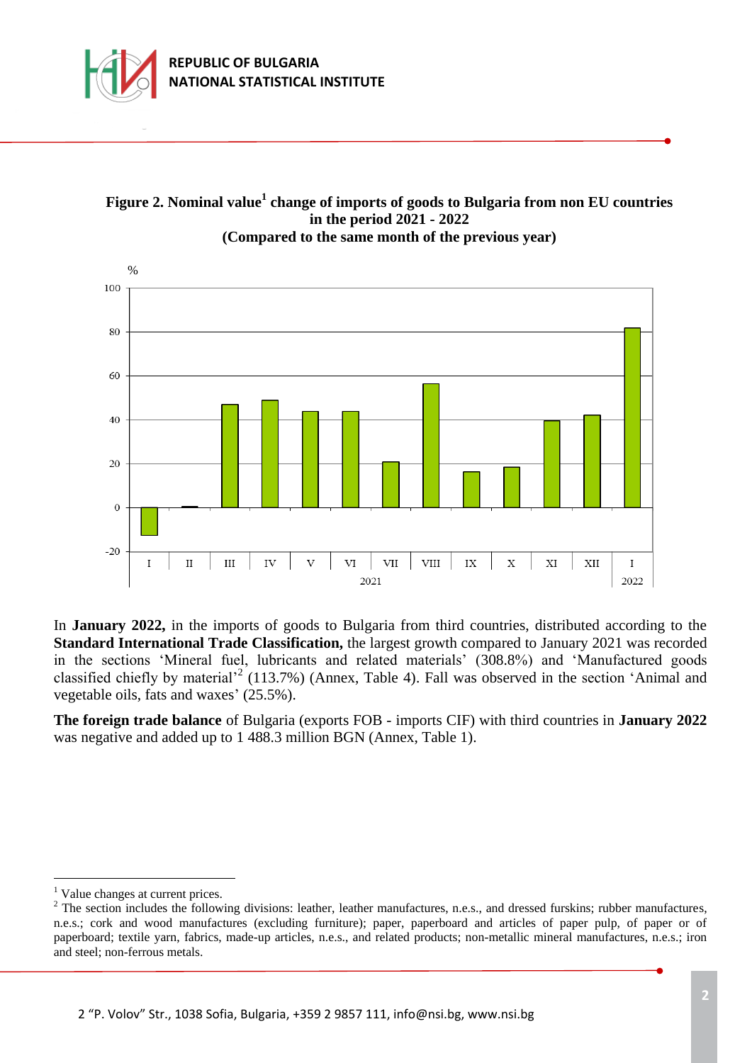**Figure 2. Nominal value[1] change of imports of goods to Bulgaria from non EU countries in the period 2021 - 2022**
**(Compared to the same month of the previous year)**

In **January 2022,** in the imports of goods to Bulgaria from third countries, distributed according to the **Standard International Trade Classification,** the largest growth compared to January 2021 was recorded in the sections 'Mineral fuel, lubricants and related materials' (308.8%) and 'Manufactured goods classified chiefly by material'[2] (113.7%) (Annex, Table 4). Fall was observed in the section 'Animal and vegetable oils, fats and waxes' (25.5%).

**The foreign trade balance** of Bulgaria (exports FOB - imports CIF) with third countries in **January 2022** was negative and added up to 1 488.3 million BGN (Annex, Table 1).

---

[1] Value changes at current prices.

[2] The section includes the following divisions: leather, leather manufactures, n.e.s., and dressed furskins; rubber manufactures, n.e.s.; cork and wood manufactures (excluding furniture); paper, paperboard and articles of paper pulp, of paper or of paperboard; textile yarn, fabrics, made-up articles, n.e.s., and related products; non-metallic mineral manufactures, n.e.s.; iron and steel; non-ferrous metals.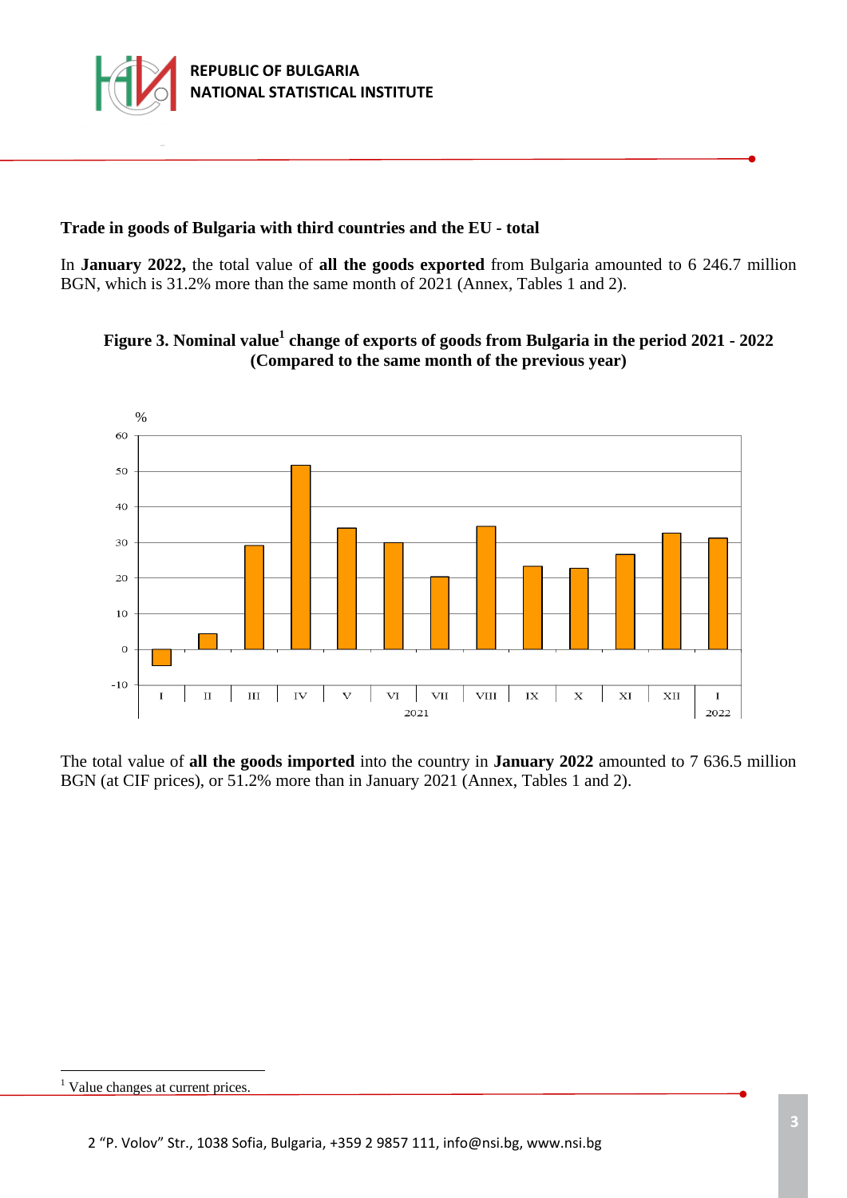## Trade in goods of Bulgaria with third countries and the EU - total

In **January 2022,** the total value of **all the goods exported** from Bulgaria amounted to 6 246.7 million BGN, which is 31.2% more than the same month of 2021 (Annex, Tables 1 and 2).

**Figure 3. Nominal value[1] change of exports of goods from Bulgaria in the period 2021 - 2022 (Compared to the same month of the previous year)**

The total value of **all the goods imported** into the country in **January 2022** amounted to 7 636.5 million BGN (at CIF prices), or 51.2% more than in January 2021 (Annex, Tables 1 and 2).

---

[1] Value changes at current prices.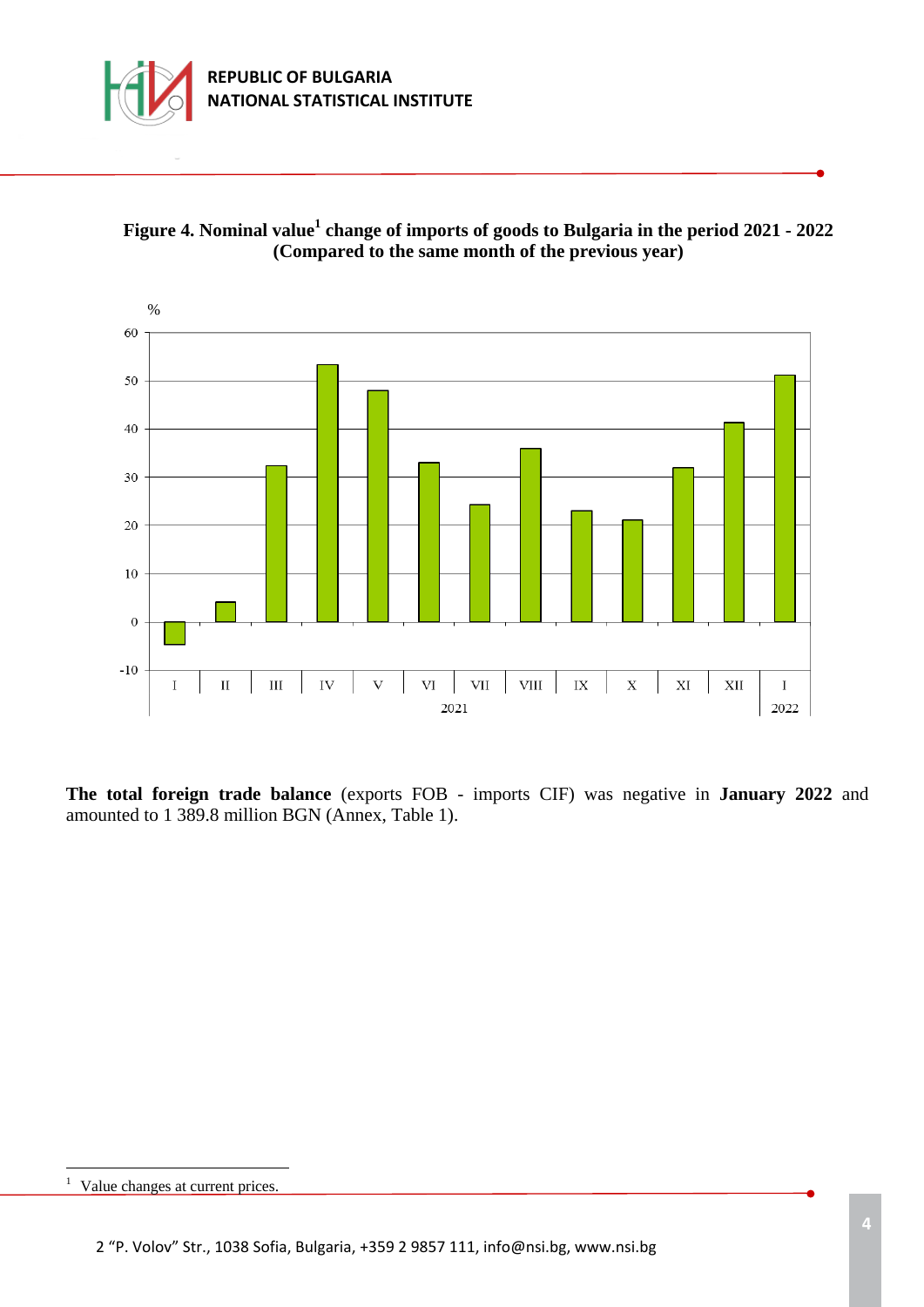**Figure 4. Nominal value[1] change of imports of goods to Bulgaria in the period 2021 - 2022 (Compared to the same month of the previous year)**

**The total foreign trade balance** (exports FOB - imports CIF) was negative in **January 2022** and amounted to 1 389.8 million BGN (Annex, Table 1).

---

[1] Value changes at current prices.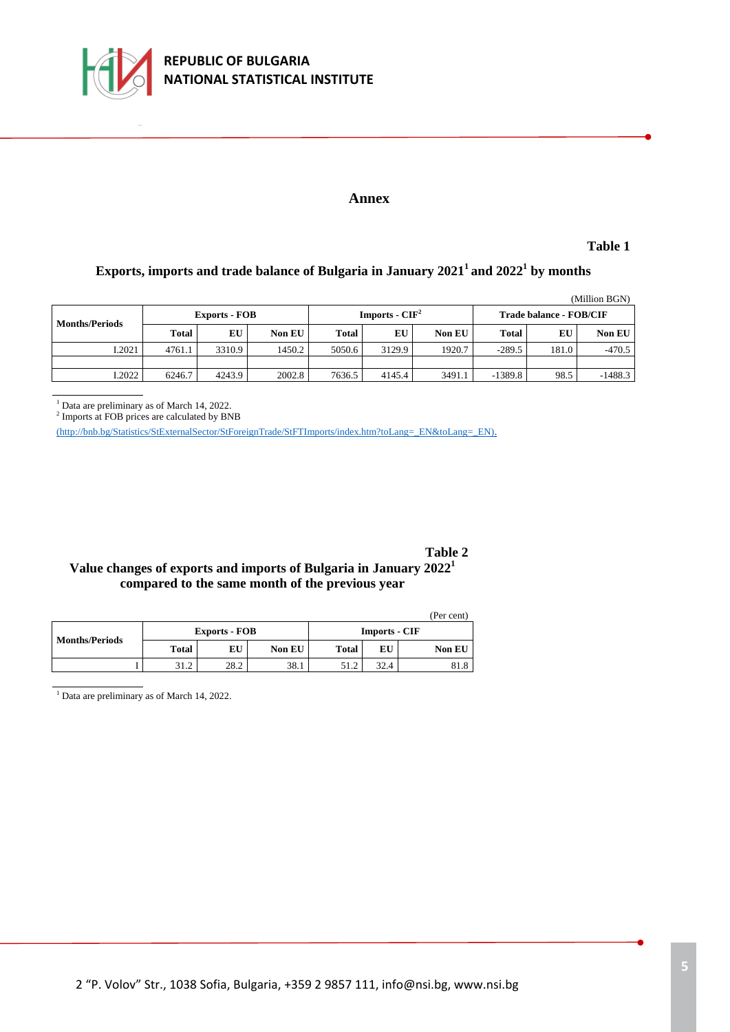## Annex

**Table 1**

### Exports, imports and trade balance of Bulgaria in January 2021[1] and 2022[1] by months

(Million BGN)

| Months/Periods | Exports - FOB | | | Imports - CIF[2] | | | Trade balance - FOB/CIF | | |
|---|---|---|---|---|---|---|---|---|---|
| | Total | EU | Non EU | Total | EU | Non EU | Total | EU | Non EU |
| I.2021 | 4761.1 | 3310.9 | 1450.2 | 5050.6 | 3129.9 | 1920.7 | -289.5 | 181.0 | -470.5 |
| | | | | | | | | | |
| I.2022 | 6246.7 | 4243.9 | 2002.8 | 7636.5 | 4145.4 | 3491.1 | -1389.8 | 98.5 | -1488.3 |

[1] Data are preliminary as of March 14, 2022.
[2] Imports at FOB prices are calculated by BNB
(http://bnb.bg/Statistics/StExternalSector/StForeignTrade/StFTImports/index.htm?toLang=_EN&toLang=_EN).

**Table 2**

### Value changes of exports and imports of Bulgaria in January 2022[1] compared to the same month of the previous year

(Per cent)

| Months/Periods | Exports - FOB | | | Imports - CIF | | |
|---|---|---|---|---|---|---|
| | Total | EU | Non EU | Total | EU | Non EU |
| I | 31.2 | 28.2 | 38.1 | 51.2 | 32.4 | 81.8 |

[1] Data are preliminary as of March 14, 2022.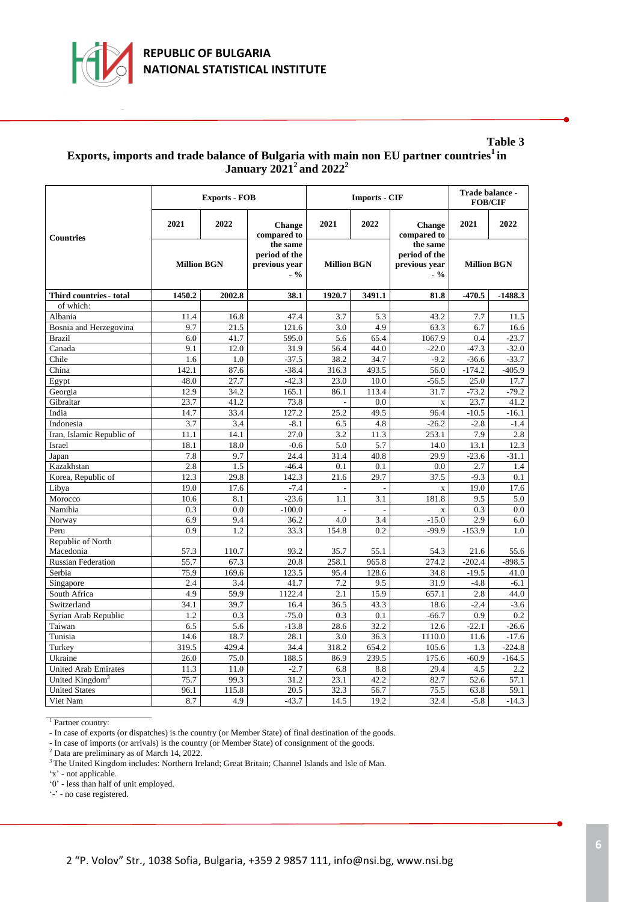**Table 3**

**Exports, imports and trade balance of Bulgaria with main non EU partner countries[1] in January 2021[2] and 2022[2]**

| Countries | Exports - FOB | | | Imports - CIF | | | Trade balance - FOB/CIF | |
|---|---|---|---|---|---|---|---|---|
| | 2021 | 2022 | Change compared to the same period of the previous year - % | 2021 | 2022 | Change compared to the same period of the previous year - % | 2021 | 2022 |
| | Million BGN | | | Million BGN | | | Million BGN | |
| **Third countries - total** | **1450.2** | **2002.8** | **38.1** | **1920.7** | **3491.1** | **81.8** | **-470.5** | **-1488.3** |
| of which: | | | | | | | | |
| Albania | 11.4 | 16.8 | 47.4 | 3.7 | 5.3 | 43.2 | 7.7 | 11.5 |
| Bosnia and Herzegovina | 9.7 | 21.5 | 121.6 | 3.0 | 4.9 | 63.3 | 6.7 | 16.6 |
| Brazil | 6.0 | 41.7 | 595.0 | 5.6 | 65.4 | 1067.9 | 0.4 | -23.7 |
| Canada | 9.1 | 12.0 | 31.9 | 56.4 | 44.0 | -22.0 | -47.3 | -32.0 |
| Chile | 1.6 | 1.0 | -37.5 | 38.2 | 34.7 | -9.2 | -36.6 | -33.7 |
| China | 142.1 | 87.6 | -38.4 | 316.3 | 493.5 | 56.0 | -174.2 | -405.9 |
| Egypt | 48.0 | 27.7 | -42.3 | 23.0 | 10.0 | -56.5 | 25.0 | 17.7 |
| Georgia | 12.9 | 34.2 | 165.1 | 86.1 | 113.4 | 31.7 | -73.2 | -79.2 |
| Gibraltar | 23.7 | 41.2 | 73.8 | - | 0.0 | x | 23.7 | 41.2 |
| India | 14.7 | 33.4 | 127.2 | 25.2 | 49.5 | 96.4 | -10.5 | -16.1 |
| Indonesia | 3.7 | 3.4 | -8.1 | 6.5 | 4.8 | -26.2 | -2.8 | -1.4 |
| Iran, Islamic Republic of | 11.1 | 14.1 | 27.0 | 3.2 | 11.3 | 253.1 | 7.9 | 2.8 |
| Israel | 18.1 | 18.0 | -0.6 | 5.0 | 5.7 | 14.0 | 13.1 | 12.3 |
| Japan | 7.8 | 9.7 | 24.4 | 31.4 | 40.8 | 29.9 | -23.6 | -31.1 |
| Kazakhstan | 2.8 | 1.5 | -46.4 | 0.1 | 0.1 | 0.0 | 2.7 | 1.4 |
| Korea, Republic of | 12.3 | 29.8 | 142.3 | 21.6 | 29.7 | 37.5 | -9.3 | 0.1 |
| Libya | 19.0 | 17.6 | -7.4 | - | - | x | 19.0 | 17.6 |
| Morocco | 10.6 | 8.1 | -23.6 | 1.1 | 3.1 | 181.8 | 9.5 | 5.0 |
| Namibia | 0.3 | 0.0 | -100.0 | - | - | x | 0.3 | 0.0 |
| Norway | 6.9 | 9.4 | 36.2 | 4.0 | 3.4 | -15.0 | 2.9 | 6.0 |
| Peru | 0.9 | 1.2 | 33.3 | 154.8 | 0.2 | -99.9 | -153.9 | 1.0 |
| Republic of North Macedonia | 57.3 | 110.7 | 93.2 | 35.7 | 55.1 | 54.3 | 21.6 | 55.6 |
| Russian Federation | 55.7 | 67.3 | 20.8 | 258.1 | 965.8 | 274.2 | -202.4 | -898.5 |
| Serbia | 75.9 | 169.6 | 123.5 | 95.4 | 128.6 | 34.8 | -19.5 | 41.0 |
| Singapore | 2.4 | 3.4 | 41.7 | 7.2 | 9.5 | 31.9 | -4.8 | -6.1 |
| South Africa | 4.9 | 59.9 | 1122.4 | 2.1 | 15.9 | 657.1 | 2.8 | 44.0 |
| Switzerland | 34.1 | 39.7 | 16.4 | 36.5 | 43.3 | 18.6 | -2.4 | -3.6 |
| Syrian Arab Republic | 1.2 | 0.3 | -75.0 | 0.3 | 0.1 | -66.7 | 0.9 | 0.2 |
| Taiwan | 6.5 | 5.6 | -13.8 | 28.6 | 32.2 | 12.6 | -22.1 | -26.6 |
| Tunisia | 14.6 | 18.7 | 28.1 | 3.0 | 36.3 | 1110.0 | 11.6 | -17.6 |
| Turkey | 319.5 | 429.4 | 34.4 | 318.2 | 654.2 | 105.6 | 1.3 | -224.8 |
| Ukraine | 26.0 | 75.0 | 188.5 | 86.9 | 239.5 | 175.6 | -60.9 | -164.5 |
| United Arab Emirates | 11.3 | 11.0 | -2.7 | 6.8 | 8.8 | 29.4 | 4.5 | 2.2 |
| United Kingdom[3] | 75.7 | 99.3 | 31.2 | 23.1 | 42.2 | 82.7 | 52.6 | 57.1 |
| United States | 96.1 | 115.8 | 20.5 | 32.3 | 56.7 | 75.5 | 63.8 | 59.1 |
| Viet Nam | 8.7 | 4.9 | -43.7 | 14.5 | 19.2 | 32.4 | -5.8 | -14.3 |

[1] Partner country:
- In case of exports (or dispatches) is the country (or Member State) of final destination of the goods.
- In case of imports (or arrivals) is the country (or Member State) of consignment of the goods.

[2] Data are preliminary as of March 14, 2022.

[3] The United Kingdom includes: Northern Ireland; Great Britain; Channel Islands and Isle of Man.

'x' - not applicable.
'0' - less than half of unit employed.
'-' - no case registered.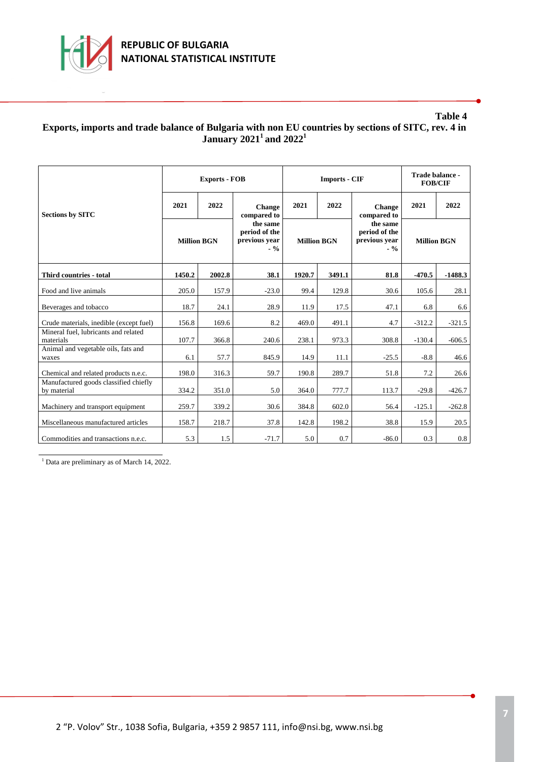REPUBLIC OF BULGARIA
NATIONAL STATISTICAL INSTITUTE

**Table 4**

**Exports, imports and trade balance of Bulgaria with non EU countries by sections of SITC, rev. 4 in January 2021[1] and 2022[1]**

| Sections by SITC | Exports - FOB | | | Imports - CIF | | | Trade balance - FOB/CIF | |
|---|---|---|---|---|---|---|---|---|
| | 2021 | 2022 | Change compared to the same period of the previous year - % | 2021 | 2022 | Change compared to the same period of the previous year - % | 2021 | 2022 |
| | Million BGN | | | Million BGN | | | Million BGN | |
| **Third countries - total** | **1450.2** | **2002.8** | **38.1** | **1920.7** | **3491.1** | **81.8** | **-470.5** | **-1488.3** |
| Food and live animals | 205.0 | 157.9 | -23.0 | 99.4 | 129.8 | 30.6 | 105.6 | 28.1 |
| Beverages and tobacco | 18.7 | 24.1 | 28.9 | 11.9 | 17.5 | 47.1 | 6.8 | 6.6 |
| Crude materials, inedible (except fuel) | 156.8 | 169.6 | 8.2 | 469.0 | 491.1 | 4.7 | -312.2 | -321.5 |
| Mineral fuel, lubricants and related materials | 107.7 | 366.8 | 240.6 | 238.1 | 973.3 | 308.8 | -130.4 | -606.5 |
| Animal and vegetable oils, fats and waxes | 6.1 | 57.7 | 845.9 | 14.9 | 11.1 | -25.5 | -8.8 | 46.6 |
| Chemical and related products n.e.c. | 198.0 | 316.3 | 59.7 | 190.8 | 289.7 | 51.8 | 7.2 | 26.6 |
| Manufactured goods classified chiefly by material | 334.2 | 351.0 | 5.0 | 364.0 | 777.7 | 113.7 | -29.8 | -426.7 |
| Machinery and transport equipment | 259.7 | 339.2 | 30.6 | 384.8 | 602.0 | 56.4 | -125.1 | -262.8 |
| Miscellaneous manufactured articles | 158.7 | 218.7 | 37.8 | 142.8 | 198.2 | 38.8 | 15.9 | 20.5 |
| Commodities and transactions n.e.c. | 5.3 | 1.5 | -71.7 | 5.0 | 0.7 | -86.0 | 0.3 | 0.8 |

[1] Data are preliminary as of March 14, 2022.

2 "P. Volov" Str., 1038 Sofia, Bulgaria, +359 2 9857 111, info@nsi.bg, www.nsi.bg